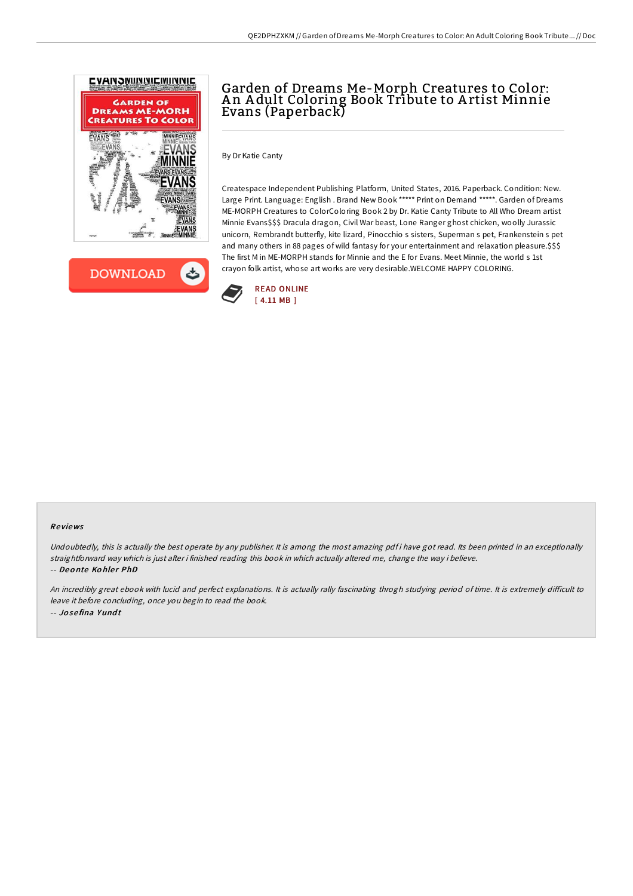# Garden of Dreams Me-Morph Creatures to Color: An Adult Coloring Book Tribute to Artist Minnie Evans (Paperback)

By Dr Katie Canty

Createspace Independent Publishing Platform, United States, 2016. Paperback. Condition: New. Large Print. Language: English . Brand New Book ***** Print on Demand *****. Garden of Dreams ME-MORPH Creatures to ColorColoring Book 2 by Dr. Katie Canty Tribute to All Who Dream artist Minnie Evans$$$ Dracula dragon, Civil War beast, Lone Ranger ghost chicken, woolly Jurassic unicorn, Rembrandt butterfly, kite lizard, Pinocchio s sisters, Superman s pet, Frankenstein s pet and many others in 88 pages of wild fantasy for your entertainment and relaxation pleasure.$$$ The first M in ME-MORPH stands for Minnie and the E for Evans. Meet Minnie, the world s 1st crayon folk artist, whose art works are very desirable.WELCOME HAPPY COLORING.

READ ONLINE
[ 4.11 MB ]

### Reviews

*Undoubtedly, this is actually the best operate by any publisher. It is among the most amazing pdf i have got read. Its been printed in an exceptionally straightforward way which is just after i finished reading this book in which actually altered me, change the way i believe.*

-- ***Deonte Kohler PhD***

*An incredibly great ebook with lucid and perfect explanations. It is actually rally fascinating throgh studying period of time. It is extremely difficult to leave it before concluding, once you begin to read the book.*

-- ***Josefina Yundt***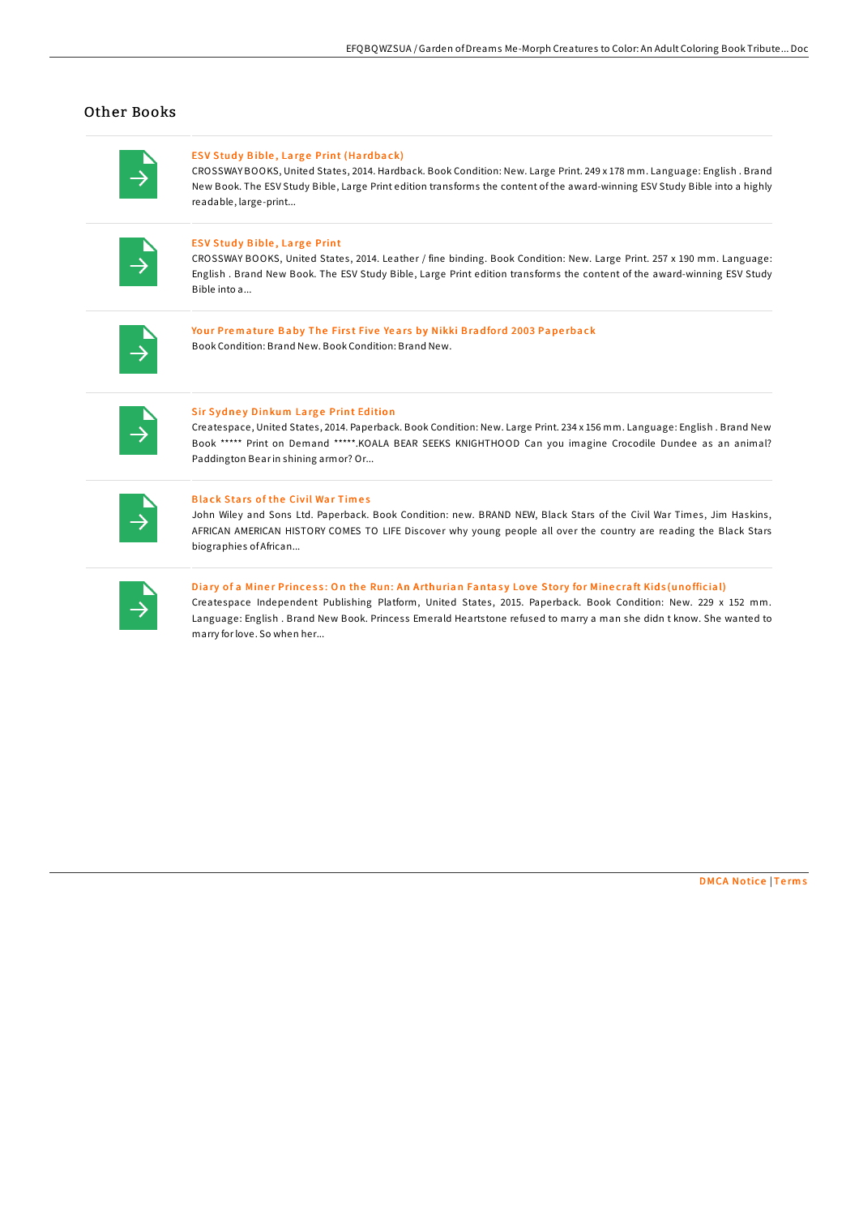## Other Books

### ESV Study Bible, Large Print (Hardback)

CROSSWAY BOOKS, United States, 2014. Hardback. Book Condition: New. Large Print. 249 x 178 mm. Language: English . Brand New Book. The ESV Study Bible, Large Print edition transforms the content of the award-winning ESV Study Bible into a highly readable, large-print...

### ESV Study Bible, Large Print

CROSSWAY BOOKS, United States, 2014. Leather / fine binding. Book Condition: New. Large Print. 257 x 190 mm. Language: English . Brand New Book. The ESV Study Bible, Large Print edition transforms the content of the award-winning ESV Study Bible into a...

### Your Premature Baby The First Five Years by Nikki Bradford 2003 Paperback

Book Condition: Brand New. Book Condition: Brand New.

### Sir Sydney Dinkum Large Print Edition

Createspace, United States, 2014. Paperback. Book Condition: New. Large Print. 234 x 156 mm. Language: English . Brand New Book ***** Print on Demand *****.KOALA BEAR SEEKS KNIGHTHOOD Can you imagine Crocodile Dundee as an animal? Paddington Bear in shining armor? Or...

### Black Stars of the Civil War Times

John Wiley and Sons Ltd. Paperback. Book Condition: new. BRAND NEW, Black Stars of the Civil War Times, Jim Haskins, AFRICAN AMERICAN HISTORY COMES TO LIFE Discover why young people all over the country are reading the Black Stars biographies of African...

### Diary of a Miner Princess: On the Run: An Arthurian Fantasy Love Story for Minecraft Kids (unofficial)

Createspace Independent Publishing Platform, United States, 2015. Paperback. Book Condition: New. 229 x 152 mm. Language: English . Brand New Book. Princess Emerald Heartstone refused to marry a man she didn t know. She wanted to marry for love. So when her...